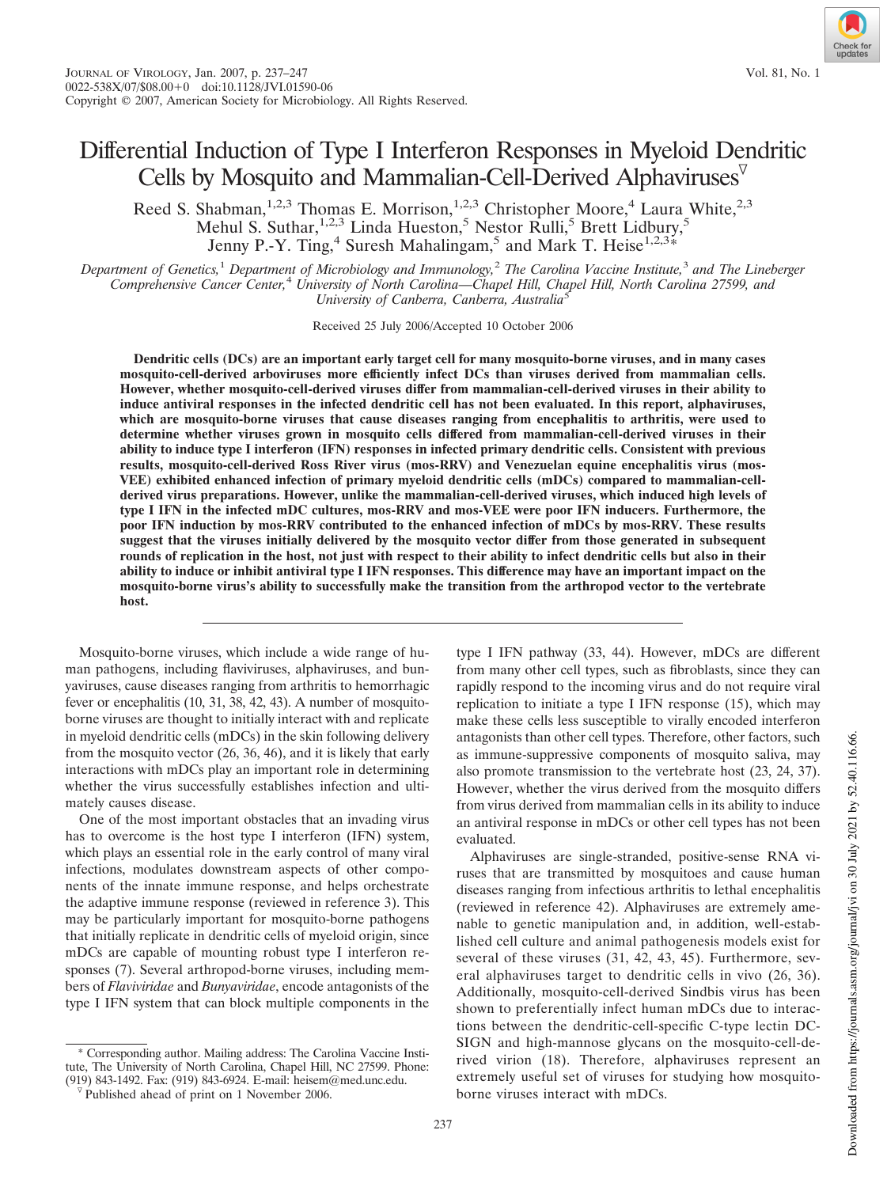# Differential Induction of Type I Interferon Responses in Myeloid Dendritic Cells by Mosquito and Mammalian-Cell-Derived Alphaviruses

Reed S. Shabman,[1,2,3] Thomas E. Morrison,[1,2,3] Christopher Moore,[4] Laura White,[2,3] Mehul S. Suthar,[1,2,3] Linda Hueston,[5] Nestor Rulli,[5] Brett Lidbury,[5] Jenny P.-Y. Ting,[4] Suresh Mahalingam,[5] and Mark T. Heise[1,2,3]*

Department of Genetics,[1] Department of Microbiology and Immunology,[2] The Carolina Vaccine Institute,[3] and The Lineberger Comprehensive Cancer Center,[4] University of North Carolina—Chapel Hill, Chapel Hill, North Carolina 27599, and University of Canberra, Canberra, Australia[5]

Received 25 July 2006/Accepted 10 October 2006

**Dendritic cells (DCs) are an important early target cell for many mosquito-borne viruses, and in many cases mosquito-cell-derived arboviruses more efficiently infect DCs than viruses derived from mammalian cells. However, whether mosquito-cell-derived viruses differ from mammalian-cell-derived viruses in their ability to induce antiviral responses in the infected dendritic cell has not been evaluated. In this report, alphaviruses, which are mosquito-borne viruses that cause diseases ranging from encephalitis to arthritis, were used to determine whether viruses grown in mosquito cells differed from mammalian-cell-derived viruses in their ability to induce type I interferon (IFN) responses in infected primary dendritic cells. Consistent with previous results, mosquito-cell-derived Ross River virus (mos-RRV) and Venezuelan equine encephalitis virus (mos-VEE) exhibited enhanced infection of primary myeloid dendritic cells (mDCs) compared to mammalian-cell-derived virus preparations. However, unlike the mammalian-cell-derived viruses, which induced high levels of type I IFN in the infected mDC cultures, mos-RRV and mos-VEE were poor IFN inducers. Furthermore, the poor IFN induction by mos-RRV contributed to the enhanced infection of mDCs by mos-RRV. These results suggest that the viruses initially delivered by the mosquito vector differ from those generated in subsequent rounds of replication in the host, not just with respect to their ability to infect dendritic cells but also in their ability to induce or inhibit antiviral type I IFN responses. This difference may have an important impact on the mosquito-borne virus's ability to successfully make the transition from the arthropod vector to the vertebrate host.**

Mosquito-borne viruses, which include a wide range of human pathogens, including flaviviruses, alphaviruses, and bunyaviruses, cause diseases ranging from arthritis to hemorrhagic fever or encephalitis (10, 31, 38, 42, 43). A number of mosquito-borne viruses are thought to initially interact with and replicate in myeloid dendritic cells (mDCs) in the skin following delivery from the mosquito vector (26, 36, 46), and it is likely that early interactions with mDCs play an important role in determining whether the virus successfully establishes infection and ultimately causes disease.

One of the most important obstacles that an invading virus has to overcome is the host type I interferon (IFN) system, which plays an essential role in the early control of many viral infections, modulates downstream aspects of other components of the innate immune response, and helps orchestrate the adaptive immune response (reviewed in reference 3). This may be particularly important for mosquito-borne pathogens that initially replicate in dendritic cells of myeloid origin, since mDCs are capable of mounting robust type I interferon responses (7). Several arthropod-borne viruses, including members of *Flaviviridae* and *Bunyaviridae*, encode antagonists of the type I IFN system that can block multiple components in the type I IFN pathway (33, 44). However, mDCs are different from many other cell types, such as fibroblasts, since they can rapidly respond to the incoming virus and do not require viral replication to initiate a type I IFN response (15), which may make these cells less susceptible to virally encoded interferon antagonists than other cell types. Therefore, other factors, such as immune-suppressive components of mosquito saliva, may also promote transmission to the vertebrate host (23, 24, 37). However, whether the virus derived from the mosquito differs from virus derived from mammalian cells in its ability to induce an antiviral response in mDCs or other cell types has not been evaluated.

Alphaviruses are single-stranded, positive-sense RNA viruses that are transmitted by mosquitoes and cause human diseases ranging from infectious arthritis to lethal encephalitis (reviewed in reference 42). Alphaviruses are extremely amenable to genetic manipulation and, in addition, well-established cell culture and animal pathogenesis models exist for several of these viruses (31, 42, 43, 45). Furthermore, several alphaviruses target to dendritic cells in vivo (26, 36). Additionally, mosquito-cell-derived Sindbis virus has been shown to preferentially infect human mDCs due to interactions between the dendritic-cell-specific C-type lectin DC-SIGN and high-mannose glycans on the mosquito-cell-derived virion (18). Therefore, alphaviruses represent an extremely useful set of viruses for studying how mosquito-borne viruses interact with mDCs.

* Corresponding author. Mailing address: The Carolina Vaccine Institute, The University of North Carolina, Chapel Hill, NC 27599. Phone: (919) 843-1492. Fax: (919) 843-6924. E-mail: heisem@med.unc.edu.

▽ Published ahead of print on 1 November 2006.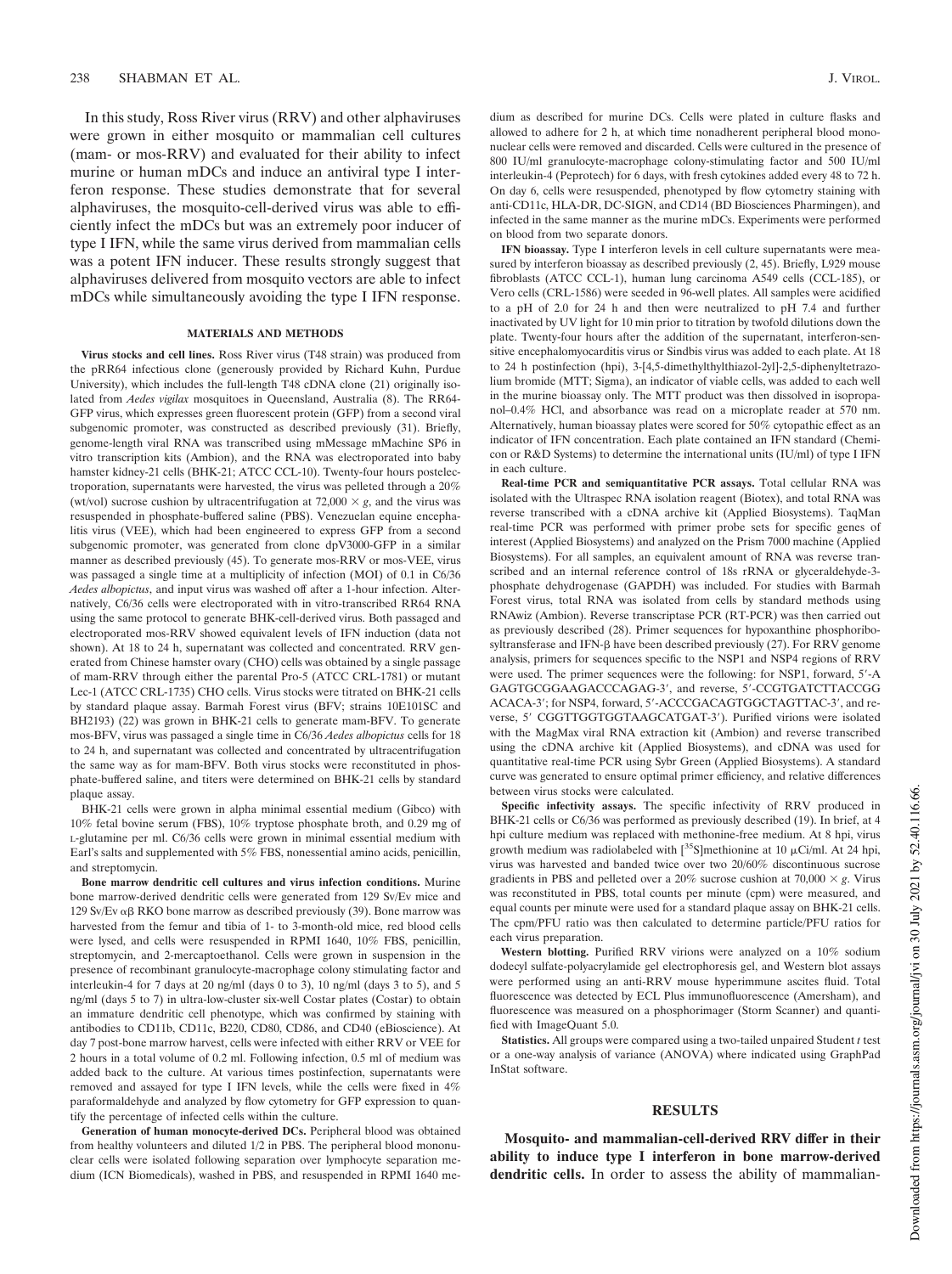In this study, Ross River virus (RRV) and other alphaviruses were grown in either mosquito or mammalian cell cultures (mam- or mos-RRV) and evaluated for their ability to infect murine or human mDCs and induce an antiviral type I interferon response. These studies demonstrate that for several alphaviruses, the mosquito-cell-derived virus was able to efficiently infect the mDCs but was an extremely poor inducer of type I IFN, while the same virus derived from mammalian cells was a potent IFN inducer. These results strongly suggest that alphaviruses delivered from mosquito vectors are able to infect mDCs while simultaneously avoiding the type I IFN response.

## MATERIALS AND METHODS

**Virus stocks and cell lines.** Ross River virus (T48 strain) was produced from the pRR64 infectious clone (generously provided by Richard Kuhn, Purdue University), which includes the full-length T48 cDNA clone (21) originally isolated from *Aedes vigilax* mosquitoes in Queensland, Australia (8). The RR64-GFP virus, which expresses green fluorescent protein (GFP) from a second viral subgenomic promoter, was constructed as described previously (31). Briefly, genome-length viral RNA was transcribed using mMessage mMachine SP6 in vitro transcription kits (Ambion), and the RNA was electroporated into baby hamster kidney-21 cells (BHK-21; ATCC CCL-10). Twenty-four hours postelectroporation, supernatants were harvested, the virus was pelleted through a 20% (wt/vol) sucrose cushion by ultracentrifugation at 72,000 × *g*, and the virus was resuspended in phosphate-buffered saline (PBS). Venezuelan equine encephalitis virus (VEE), which had been engineered to express GFP from a second subgenomic promoter, was generated from clone dpV3000-GFP in a similar manner as described previously (45). To generate mos-RRV or mos-VEE, virus was passaged a single time at a multiplicity of infection (MOI) of 0.1 in C6/36 *Aedes albopictus*, and input virus was washed off after a 1-hour infection. Alternatively, C6/36 cells were electroporated with in vitro-transcribed RR64 RNA using the same protocol to generate BHK-cell-derived virus. Both passaged and electroporated mos-RRV showed equivalent levels of IFN induction (data not shown). At 18 to 24 h, supernatant was collected and concentrated. RRV generated from Chinese hamster ovary (CHO) cells was obtained by a single passage of mam-RRV through either the parental Pro-5 (ATCC CRL-1781) or mutant Lec-1 (ATCC CRL-1735) CHO cells. Virus stocks were titrated on BHK-21 cells by standard plaque assay. Barmah Forest virus (BFV; strains 10E101SC and BH2193) (22) was grown in BHK-21 cells to generate mam-BFV. To generate mos-BFV, virus was passaged a single time in C6/36 *Aedes albopictus* cells for 18 to 24 h, and supernatant was collected and concentrated by ultracentrifugation the same way as for mam-BFV. Both virus stocks were reconstituted in phosphate-buffered saline, and titers were determined on BHK-21 cells by standard plaque assay.

BHK-21 cells were grown in alpha minimal essential medium (Gibco) with 10% fetal bovine serum (FBS), 10% tryptose phosphate broth, and 0.29 mg of L-glutamine per ml. C6/36 cells were grown in minimal essential medium with Earl's salts and supplemented with 5% FBS, nonessential amino acids, penicillin, and streptomycin.

**Bone marrow dendritic cell cultures and virus infection conditions.** Murine bone marrow-derived dendritic cells were generated from 129 Sv/Ev mice and 129 Sv/Ev αβ RKO bone marrow as described previously (39). Bone marrow was harvested from the femur and tibia of 1- to 3-month-old mice, red blood cells were lysed, and cells were resuspended in RPMI 1640, 10% FBS, penicillin, streptomycin, and 2-mercaptoethanol. Cells were grown in suspension in the presence of recombinant granulocyte-macrophage colony stimulating factor and interleukin-4 for 7 days at 20 ng/ml (days 0 to 3), 10 ng/ml (days 3 to 5), and 5 ng/ml (days 5 to 7) in ultra-low-cluster six-well Costar plates (Costar) to obtain an immature dendritic cell phenotype, which was confirmed by staining with antibodies to CD11b, CD11c, B220, CD80, CD86, and CD40 (eBioscience). At day 7 post-bone marrow harvest, cells were infected with either RRV or VEE for 2 hours in a total volume of 0.2 ml. Following infection, 0.5 ml of medium was added back to the culture. At various times postinfection, supernatants were removed and assayed for type I IFN levels, while the cells were fixed in 4% paraformaldehyde and analyzed by flow cytometry for GFP expression to quantify the percentage of infected cells within the culture.

**Generation of human monocyte-derived DCs.** Peripheral blood was obtained from healthy volunteers and diluted 1/2 in PBS. The peripheral blood mononuclear cells were isolated following separation over lymphocyte separation medium (ICN Biomedicals), washed in PBS, and resuspended in RPMI 1640 medium as described for murine DCs. Cells were plated in culture flasks and allowed to adhere for 2 h, at which time nonadherent peripheral blood mononuclear cells were removed and discarded. Cells were cultured in the presence of 800 IU/ml granulocyte-macrophage colony-stimulating factor and 500 IU/ml interleukin-4 (Peprotech) for 6 days, with fresh cytokines added every 48 to 72 h. On day 6, cells were resuspended, phenotyped by flow cytometry staining with anti-CD11c, HLA-DR, DC-SIGN, and CD14 (BD Biosciences Pharmingen), and infected in the same manner as the murine mDCs. Experiments were performed on blood from two separate donors.

**IFN bioassay.** Type I interferon levels in cell culture supernatants were measured by interferon bioassay as described previously (2, 45). Briefly, L929 mouse fibroblasts (ATCC CCL-1), human lung carcinoma A549 cells (CCL-185), or Vero cells (CRL-1586) were seeded in 96-well plates. All samples were acidified to a pH of 2.0 for 24 h and then were neutralized to pH 7.4 and further inactivated by UV light for 10 min prior to titration by twofold dilutions down the plate. Twenty-four hours after the addition of the supernatant, interferon-sensitive encephalomyocarditis virus or Sindbis virus was added to each plate. At 18 to 24 h postinfection (hpi), 3-[4,5-dimethylthylthiazol-2yl]-2,5-diphenyletrazolium bromide (MTT; Sigma), an indicator of viable cells, was added to each well in the murine bioassay only. The MTT product was then dissolved in isopropanol–0.4% HCl, and absorbance was read on a microplate reader at 570 nm. Alternatively, human bioassay plates were scored for 50% cytopathic effect as an indicator of IFN concentration. Each plate contained an IFN standard (Chemicon or R&D Systems) to determine the international units (IU/ml) of type I IFN in each culture.

**Real-time PCR and semiquantitative PCR assays.** Total cellular RNA was isolated with the Ultraspec RNA isolation reagent (Biotex), and total RNA was reverse transcribed with a cDNA archive kit (Applied Biosystems). TaqMan real-time PCR was performed with primer probe sets for specific genes of interest (Applied Biosystems) and analyzed on the Prism 7000 machine (Applied Biosystems). For all samples, an equivalent amount of RNA was reverse transcribed and an internal reference control of 18s rRNA or glyceraldehyde-3-phosphate dehydrogenase (GAPDH) was included. For studies with Barmah Forest virus, total RNA was isolated from cells by standard methods using RNAwiz (Ambion). Reverse transcriptase PCR (RT-PCR) was then carried out as previously described (28). Primer sequences for hypoxanthine phosphoribosyltransferase and IFN-β have been described previously (27). For RRV genome analysis, primers for sequences specific to the NSP1 and NSP4 regions of RRV were used. The primer sequences were the following: for NSP1, forward, 5′-AGAGTGCGGAAGACCCAGAG-3′, and reverse, 5′-CCGTGATCTTACCGGACACA-3′; for NSP4, forward, 5′-ACCCGACAGTGGCTAGTTAC-3′, and reverse, 5′ CGGTTGGTGGTAAGCATGAT-3′). Purified virions were isolated with the MagMax viral RNA extraction kit (Ambion) and reverse transcribed using the cDNA archive kit (Applied Biosystems), and cDNA was used for quantitative real-time PCR using Sybr Green (Applied Biosystems). A standard curve was generated to ensure optimal primer efficiency, and relative differences between virus stocks were calculated.

**Specific infectivity assays.** The specific infectivity of RRV produced in BHK-21 cells or C6/36 was performed as previously described (19). In brief, at 4 hpi culture medium was replaced with methonine-free medium. At 8 hpi, virus growth medium was radiolabeled with [$^{35}$S]methionine at 10 μCi/ml. At 24 hpi, virus was harvested and banded twice over two 20/60% discontinuous sucrose gradients in PBS and pelleted over a 20% sucrose cushion at 70,000 × *g*. Virus was reconstituted in PBS, total counts per minute (cpm) were measured, and equal counts per minute were used for a standard plaque assay on BHK-21 cells. The cpm/PFU ratio was then calculated to determine particle/PFU ratios for each virus preparation.

**Western blotting.** Purified RRV virions were analyzed on a 10% sodium dodecyl sulfate-polyacrylamide gel electrophoresis gel, and Western blot assays were performed using an anti-RRV mouse hyperimmune ascites fluid. Total fluorescence was detected by ECL Plus immunofluorescence (Amersham), and fluorescence was measured on a phosphorimager (Storm Scanner) and quantified with ImageQuant 5.0.

**Statistics.** All groups were compared using a two-tailed unpaired Student *t* test or a one-way analysis of variance (ANOVA) where indicated using GraphPad InStat software.

## RESULTS

**Mosquito- and mammalian-cell-derived RRV differ in their ability to induce type I interferon in bone marrow-derived dendritic cells.** In order to assess the ability of mammalian-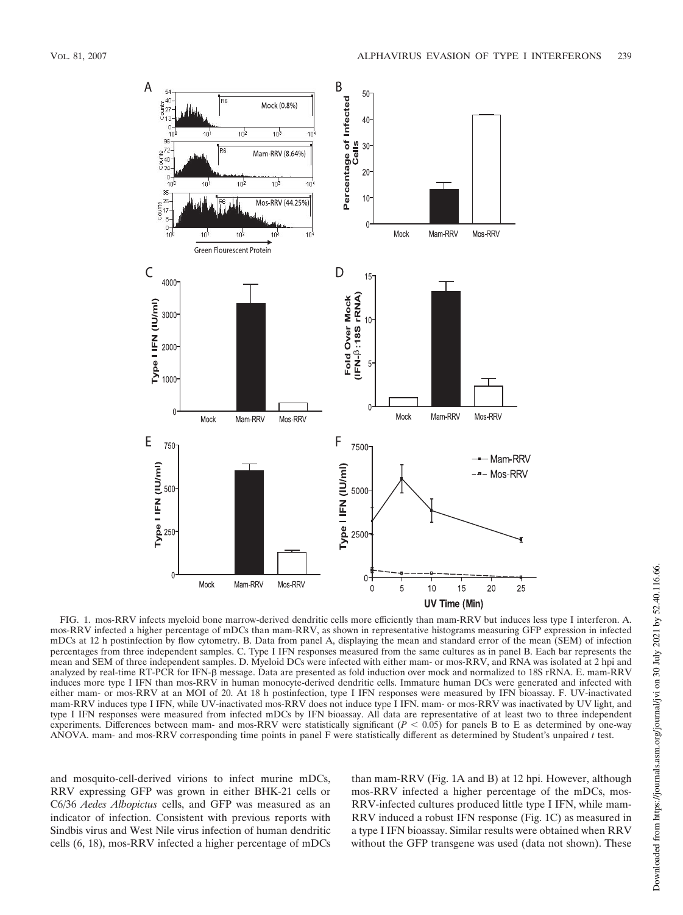FIG. 1. mos-RRV infects myeloid bone marrow-derived dendritic cells more efficiently than mam-RRV but induces less type I interferon. A. mos-RRV infected a higher percentage of mDCs than mam-RRV, as shown in representative histograms measuring GFP expression in infected mDCs at 12 h postinfection by flow cytometry. B. Data from panel A, displaying the mean and standard error of the mean (SEM) of infection percentages from three independent samples. C. Type I IFN responses measured from the same cultures as in panel B. Each bar represents the mean and SEM of three independent samples. D. Myeloid DCs were infected with either mam- or mos-RRV, and RNA was isolated at 2 hpi and analyzed by real-time RT-PCR for IFN-β message. Data are presented as fold induction over mock and normalized to 18S rRNA. E. mam-RRV induces more type I IFN than mos-RRV in human monocyte-derived dendritic cells. Immature human DCs were generated and infected with either mam- or mos-RRV at an MOI of 20. At 18 h postinfection, type I IFN responses were measured by IFN bioassay. F. UV-inactivated mam-RRV induces type I IFN, while UV-inactivated mos-RRV does not induce type I IFN. mam- or mos-RRV was inactivated by UV light, and type I IFN responses were measured from infected mDCs by IFN bioassay. All data are representative of at least two to three independent experiments. Differences between mam- and mos-RRV were statistically significant ($P < 0.05$) for panels B to E as determined by one-way ANOVA. mam- and mos-RRV corresponding time points in panel F were statistically different as determined by Student's unpaired *t* test.

and mosquito-cell-derived virions to infect murine mDCs, RRV expressing GFP was grown in either BHK-21 cells or C6/36 *Aedes Albopictus* cells, and GFP was measured as an indicator of infection. Consistent with previous reports with Sindbis virus and West Nile virus infection of human dendritic cells (6, 18), mos-RRV infected a higher percentage of mDCs than mam-RRV (Fig. 1A and B) at 12 hpi. However, although mos-RRV infected a higher percentage of the mDCs, mos-RRV-infected cultures produced little type I IFN, while mam-RRV induced a robust IFN response (Fig. 1C) as measured in a type I IFN bioassay. Similar results were obtained when RRV without the GFP transgene was used (data not shown). These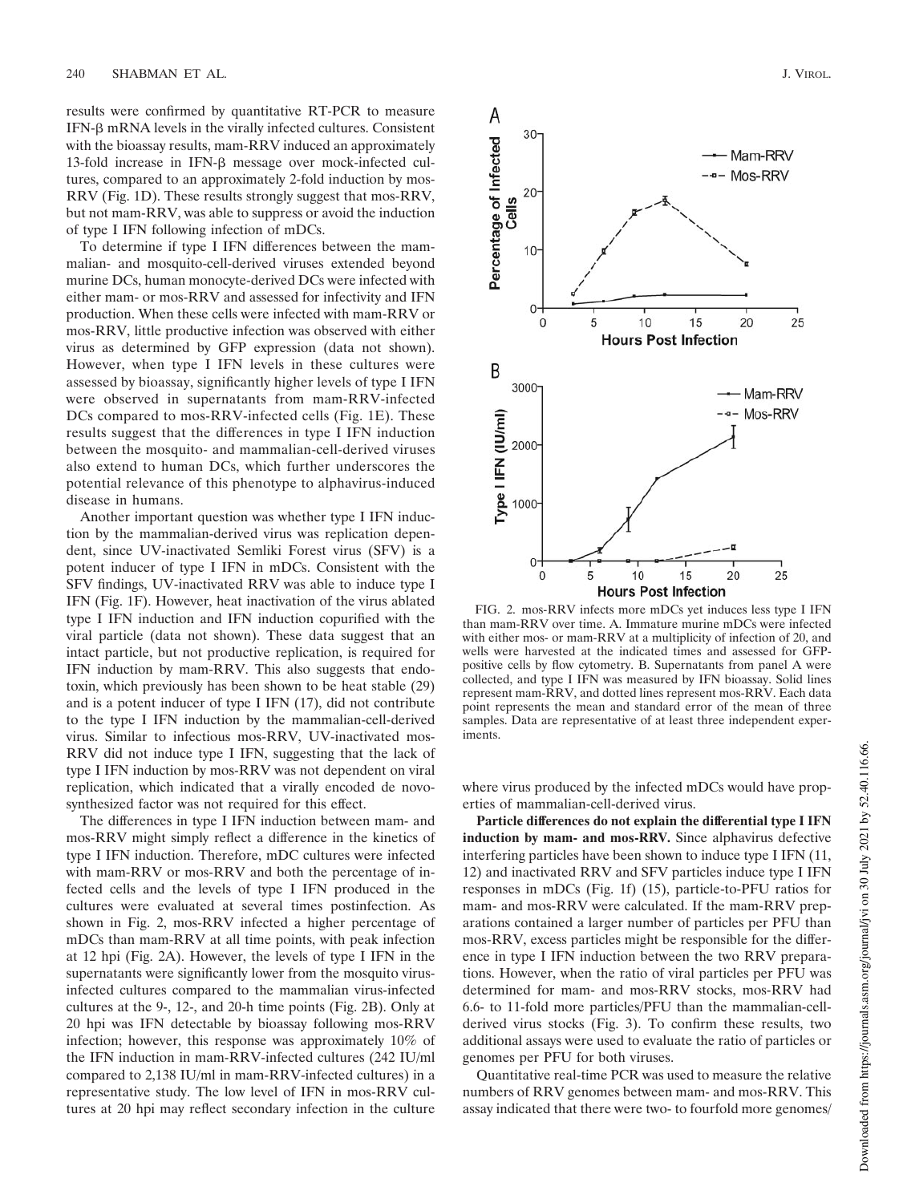results were confirmed by quantitative RT-PCR to measure IFN-β mRNA levels in the virally infected cultures. Consistent with the bioassay results, mam-RRV induced an approximately 13-fold increase in IFN-β message over mock-infected cultures, compared to an approximately 2-fold induction by mos-RRV (Fig. 1D). These results strongly suggest that mos-RRV, but not mam-RRV, was able to suppress or avoid the induction of type I IFN following infection of mDCs.

To determine if type I IFN differences between the mammalian- and mosquito-cell-derived viruses extended beyond murine DCs, human monocyte-derived DCs were infected with either mam- or mos-RRV and assessed for infectivity and IFN production. When these cells were infected with mam-RRV or mos-RRV, little productive infection was observed with either virus as determined by GFP expression (data not shown). However, when type I IFN levels in these cultures were assessed by bioassay, significantly higher levels of type I IFN were observed in supernatants from mam-RRV-infected DCs compared to mos-RRV-infected cells (Fig. 1E). These results suggest that the differences in type I IFN induction between the mosquito- and mammalian-cell-derived viruses also extend to human DCs, which further underscores the potential relevance of this phenotype to alphavirus-induced disease in humans.

Another important question was whether type I IFN induction by the mammalian-derived virus was replication dependent, since UV-inactivated Semliki Forest virus (SFV) is a potent inducer of type I IFN in mDCs. Consistent with the SFV findings, UV-inactivated RRV was able to induce type I IFN (Fig. 1F). However, heat inactivation of the virus ablated type I IFN induction and IFN induction copurified with the viral particle (data not shown). These data suggest that an intact particle, but not productive replication, is required for IFN induction by mam-RRV. This also suggests that endotoxin, which previously has been shown to be heat stable (29) and is a potent inducer of type I IFN (17), did not contribute to the type I IFN induction by the mammalian-cell-derived virus. Similar to infectious mos-RRV, UV-inactivated mos-RRV did not induce type I IFN, suggesting that the lack of type I IFN induction by mos-RRV was not dependent on viral replication, which indicated that a virally encoded de novo-synthesized factor was not required for this effect.

The differences in type I IFN induction between mam- and mos-RRV might simply reflect a difference in the kinetics of type I IFN induction. Therefore, mDC cultures were infected with mam-RRV or mos-RRV and both the percentage of infected cells and the levels of type I IFN produced in the cultures were evaluated at several times postinfection. As shown in Fig. 2, mos-RRV infected a higher percentage of mDCs than mam-RRV at all time points, with peak infection at 12 hpi (Fig. 2A). However, the levels of type I IFN in the supernatants were significantly lower from the mosquito virus-infected cultures compared to the mammalian virus-infected cultures at the 9-, 12-, and 20-h time points (Fig. 2B). Only at 20 hpi was IFN detectable by bioassay following mos-RRV infection; however, this response was approximately 10% of the IFN induction in mam-RRV-infected cultures (242 IU/ml compared to 2,138 IU/ml in mam-RRV-infected cultures) in a representative study. The low level of IFN in mos-RRV cultures at 20 hpi may reflect secondary infection in the culture

A

Percentage of Infected Cells

Mam-RRV
Mos-RRV

Hours Post Infection

B

Type I IFN (IU/ml)

Mam-RRV
Mos-RRV

Hours Post Infection

FIG. 2. mos-RRV infects more mDCs yet induces less type I IFN than mam-RRV over time. A. Immature murine mDCs were infected with either mos- or mam-RRV at a multiplicity of infection of 20, and wells were harvested at the indicated times and assessed for GFP-positive cells by flow cytometry. B. Supernatants from panel A were collected, and type I IFN was measured by IFN bioassay. Solid lines represent mam-RRV, and dotted lines represent mos-RRV. Each data point represents the mean and standard error of the mean of three samples. Data are representative of at least three independent experiments.

where virus produced by the infected mDCs would have properties of mammalian-cell-derived virus.

**Particle differences do not explain the differential type I IFN induction by mam- and mos-RRV.** Since alphavirus defective interfering particles have been shown to induce type I IFN (11, 12) and inactivated RRV and SFV particles induce type I IFN responses in mDCs (Fig. 1f) (15), particle-to-PFU ratios for mam- and mos-RRV were calculated. If the mam-RRV preparations contained a larger number of particles per PFU than mos-RRV, excess particles might be responsible for the difference in type I IFN induction between the two RRV preparations. However, when the ratio of viral particles per PFU was determined for mam- and mos-RRV stocks, mos-RRV had 6.6- to 11-fold more particles/PFU than the mammalian-cell-derived virus stocks (Fig. 3). To confirm these results, two additional assays were used to evaluate the ratio of particles or genomes per PFU for both viruses.

Quantitative real-time PCR was used to measure the relative numbers of RRV genomes between mam- and mos-RRV. This assay indicated that there were two- to fourfold more genomes/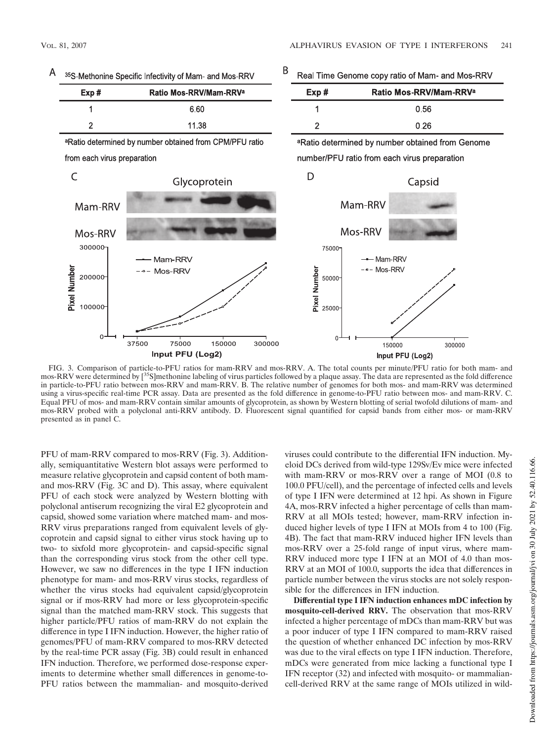A

³⁵S-Methonine Specific Infectivity of Mam- and Mos-RRV

| Exp # | Ratio Mos-RRV/Mam-RRV[a] |
| --- | --- |
| 1 | 6.60 |
| 2 | 11.38 |

[a]Ratio determined by number obtained from CPM/PFU ratio from each virus preparation

B

Real Time Genome copy ratio of Mam- and Mos-RRV

| Exp # | Ratio Mos-RRV/Mam-RRV[a] |
| --- | --- |
| 1 | 0.56 |
| 2 | 0.26 |

[a]Ratio determined by number obtained from Genome number/PFU ratio from each virus preparation

C

Glycoprotein

Mam-RRV

Mos-RRV

Pixel Number

300000

200000

100000

0

Mam-RRV

Mos-RRV

37500

75000

150000

300000

Input PFU (Log2)

D

Capsid

Mam-RRV

Mos-RRV

Pixel Number

75000

50000

25000

0

Mam-RRV

Mos-RRV

150000

300000

Input PFU (Log2)

FIG. 3. Comparison of particle-to-PFU ratios for mam-RRV and mos-RRV. A. The total counts per minute/PFU ratio for both mam- and mos-RRV were determined by [$^{35}$S]methonine labeling of virus particles followed by a plaque assay. The data are represented as the fold difference in particle-to-PFU ratio between mos-RRV and mam-RRV. B. The relative number of genomes for both mos- and mam-RRV was determined using a virus-specific real-time PCR assay. Data are presented as the fold difference in genome-to-PFU ratio between mos- and mam-RRV. C. Equal PFU of mos- and mam-RRV contain similar amounts of glycoprotein, as shown by Western blotting of serial twofold dilutions of mam- and mos-RRV probed with a polyclonal anti-RRV antibody. D. Fluorescent signal quantified for capsid bands from either mos- or mam-RRV presented as in panel C.

PFU of mam-RRV compared to mos-RRV (Fig. 3). Additionally, semiquantitative Western blot assays were performed to measure relative glycoprotein and capsid content of both mam- and mos-RRV (Fig. 3C and D). This assay, where equivalent PFU of each stock were analyzed by Western blotting with polyclonal antiserum recognizing the viral E2 glycoprotein and capsid, showed some variation where matched mam- and mos-RRV virus preparations ranged from equivalent levels of glycoprotein and capsid signal to either virus stock having up to two- to sixfold more glycoprotein- and capsid-specific signal than the corresponding virus stock from the other cell type. However, we saw no differences in the type I IFN induction phenotype for mam- and mos-RRV virus stocks, regardless of whether the virus stocks had equivalent capsid/glycoprotein signal or if mos-RRV had more or less glycoprotein-specific signal than the matched mam-RRV stock. This suggests that higher particle/PFU ratios of mam-RRV do not explain the difference in type I IFN induction. However, the higher ratio of genomes/PFU of mam-RRV compared to mos-RRV detected by the real-time PCR assay (Fig. 3B) could result in enhanced IFN induction. Therefore, we performed dose-response experiments to determine whether small differences in genome-to-PFU ratios between the mammalian- and mosquito-derived viruses could contribute to the differential IFN induction. Myeloid DCs derived from wild-type 129Sv/Ev mice were infected with mam-RRV or mos-RRV over a range of MOI (0.8 to 100.0 PFU/cell), and the percentage of infected cells and levels of type I IFN were determined at 12 hpi. As shown in Figure 4A, mos-RRV infected a higher percentage of cells than mam-RRV at all MOIs tested; however, mam-RRV infection induced higher levels of type I IFN at MOIs from 4 to 100 (Fig. 4B). The fact that mam-RRV induced higher IFN levels than mos-RRV over a 25-fold range of input virus, where mam-RRV induced more type I IFN at an MOI of 4.0 than mos-RRV at an MOI of 100.0, supports the idea that differences in particle number between the virus stocks are not solely responsible for the differences in IFN induction.

**Differential type I IFN induction enhances mDC infection by mosquito-cell-derived RRV.** The observation that mos-RRV infected a higher percentage of mDCs than mam-RRV but was a poor inducer of type I IFN compared to mam-RRV raised the question of whether enhanced DC infection by mos-RRV was due to the viral effects on type I IFN induction. Therefore, mDCs were generated from mice lacking a functional type I IFN receptor (32) and infected with mosquito- or mammalian-cell-derived RRV at the same range of MOIs utilized in wild-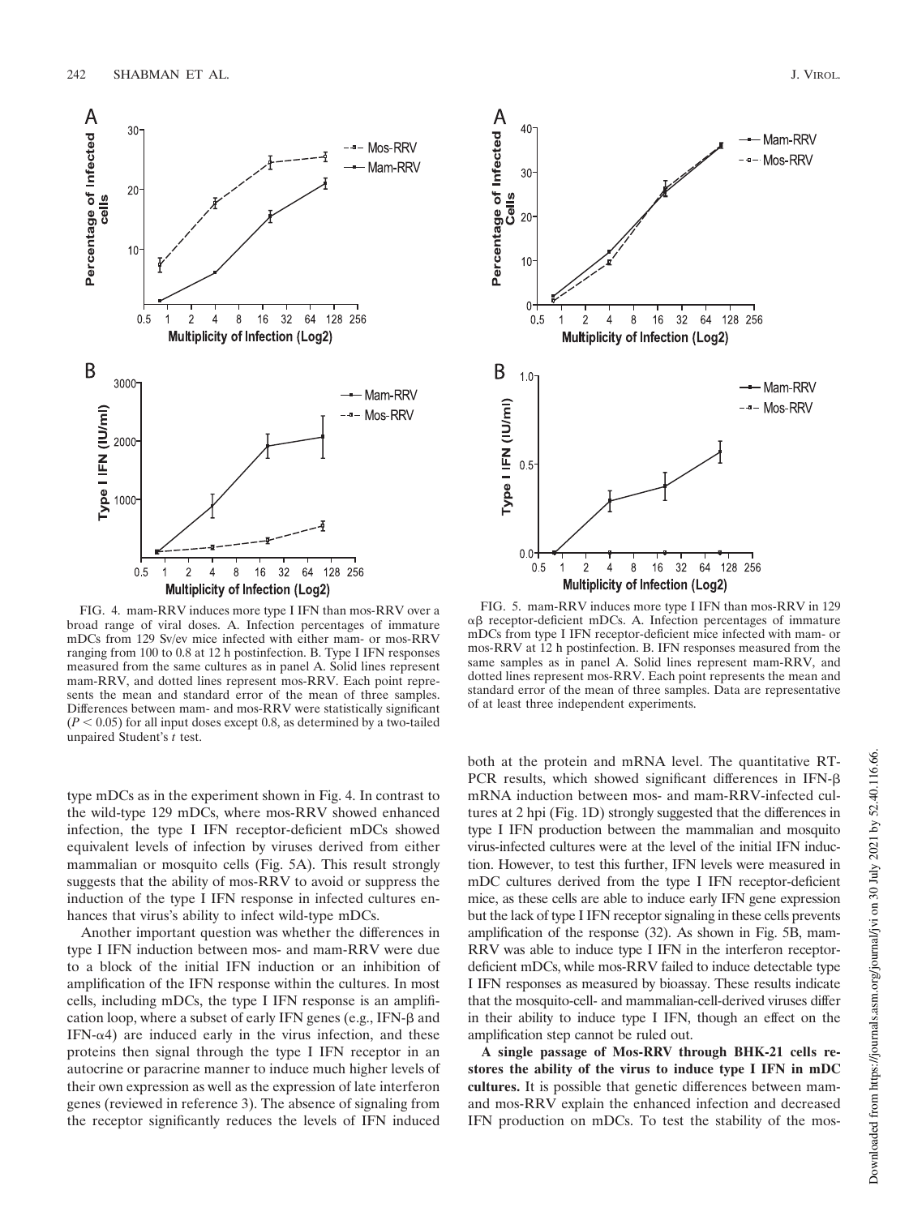A

Percentage of Infected cells

30
20
10

Mos-RRV
Mam-RRV

0.5 1 2 4 8 16 32 64 128 256

Multiplicity of Infection (Log2)

B

Type I IFN (IU/ml)

3000
2000
1000

Mam-RRV
Mos-RRV

0.5 1 2 4 8 16 32 64 128 256

Multiplicity of Infection (Log2)

FIG. 4. mam-RRV induces more type I IFN than mos-RRV over a broad range of viral doses. A. Infection percentages of immature mDCs from 129 Sv/ev mice infected with either mam- or mos-RRV ranging from 100 to 0.8 at 12 h postinfection. B. Type I IFN responses measured from the same cultures as in panel A. Solid lines represent mam-RRV, and dotted lines represent mos-RRV. Each point represents the mean and standard error of the mean of three samples. Differences between mam- and mos-RRV were statistically significant ($P < 0.05$) for all input doses except 0.8, as determined by a two-tailed unpaired Student's *t* test.

A

Percentage of Infected Cells

40
30
20
10
0

Mam-RRV
Mos-RRV

0.5 1 2 4 8 16 32 64 128 256

Multiplicity of Infection (Log2)

B

Type I IFN (IU/ml)

1.0
0.5
0.0

Mam-RRV
Mos-RRV

0.5 1 2 4 8 16 32 64 128 256

Multiplicity of Infection (Log2)

FIG. 5. mam-RRV induces more type I IFN than mos-RRV in 129 $\alpha\beta$ receptor-deficient mDCs. A. Infection percentages of immature mDCs from type I IFN receptor-deficient mice infected with mam- or mos-RRV at 12 h postinfection. B. IFN responses measured from the same samples as in panel A. Solid lines represent mam-RRV, and dotted lines represent mos-RRV. Each point represents the mean and standard error of the mean of three samples. Data are representative of at least three independent experiments.

type mDCs as in the experiment shown in Fig. 4. In contrast to the wild-type 129 mDCs, where mos-RRV showed enhanced infection, the type I IFN receptor-deficient mDCs showed equivalent levels of infection by viruses derived from either mammalian or mosquito cells (Fig. 5A). This result strongly suggests that the ability of mos-RRV to avoid or suppress the induction of the type I IFN response in infected cultures enhances that virus's ability to infect wild-type mDCs.

Another important question was whether the differences in type I IFN induction between mos- and mam-RRV were due to a block of the initial IFN induction or an inhibition of amplification of the IFN response within the cultures. In most cells, including mDCs, the type I IFN response is an amplification loop, where a subset of early IFN genes (e.g., IFN-$\beta$ and IFN-$\alpha$4) are induced early in the virus infection, and these proteins then signal through the type I IFN receptor in an autocrine or paracrine manner to induce much higher levels of their own expression as well as the expression of late interferon genes (reviewed in reference 3). The absence of signaling from the receptor significantly reduces the levels of IFN induced both at the protein and mRNA level. The quantitative RT-PCR results, which showed significant differences in IFN-$\beta$ mRNA induction between mos- and mam-RRV-infected cultures at 2 hpi (Fig. 1D) strongly suggested that the differences in type I IFN production between the mammalian and mosquito virus-infected cultures were at the level of the initial IFN induction. However, to test this further, IFN levels were measured in mDC cultures derived from the type I IFN receptor-deficient mice, as these cells are able to induce early IFN gene expression but the lack of type I IFN receptor signaling in these cells prevents amplification of the response (32). As shown in Fig. 5B, mam-RRV was able to induce type I IFN in the interferon receptor-deficient mDCs, while mos-RRV failed to induce detectable type I IFN responses as measured by bioassay. These results indicate that the mosquito-cell- and mammalian-cell-derived viruses differ in their ability to induce type I IFN, though an effect on the amplification step cannot be ruled out.

**A single passage of Mos-RRV through BHK-21 cells restores the ability of the virus to induce type I IFN in mDC cultures.** It is possible that genetic differences between mam- and mos-RRV explain the enhanced infection and decreased IFN production on mDCs. To test the stability of the mos-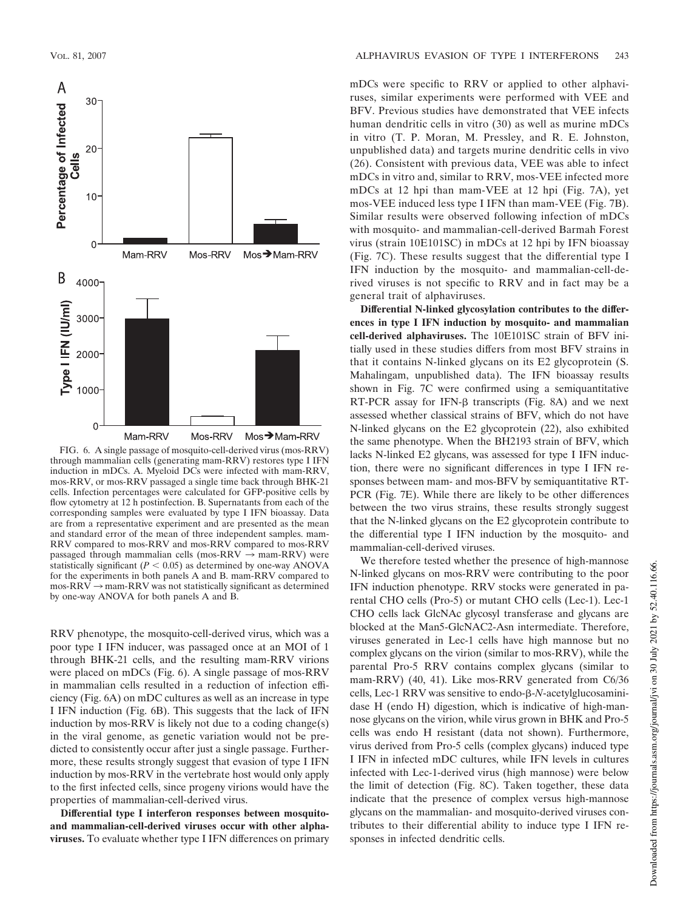A

Percentage of Infected Cells

30

20

10

0

Mam-RRV Mos-RRV Mos→Mam-RRV

B

Type I IFN (IU/ml)

4000

3000

2000

1000

0

Mam-RRV Mos-RRV Mos→Mam-RRV

FIG. 6. A single passage of mosquito-cell-derived virus (mos-RRV) through mammalian cells (generating mam-RRV) restores type I IFN induction in mDCs. A. Myeloid DCs were infected with mam-RRV, mos-RRV, or mos-RRV passaged a single time back through BHK-21 cells. Infection percentages were calculated for GFP-positive cells by flow cytometry at 12 h postinfection. B. Supernatants from each of the corresponding samples were evaluated by type I IFN bioassay. Data are from a representative experiment and are presented as the mean and standard error of the mean of three independent samples. mam-RRV compared to mos-RRV and mos-RRV compared to mos-RRV passaged through mammalian cells (mos-RRV → mam-RRV) were statistically significant ($P < 0.05$) as determined by one-way ANOVA for the experiments in both panels A and B. mam-RRV compared to mos-RRV → mam-RRV was not statistically significant as determined by one-way ANOVA for both panels A and B.

RRV phenotype, the mosquito-cell-derived virus, which was a poor type I IFN inducer, was passaged once at an MOI of 1 through BHK-21 cells, and the resulting mam-RRV virions were placed on mDCs (Fig. 6). A single passage of mos-RRV in mammalian cells resulted in a reduction of infection efficiency (Fig. 6A) on mDC cultures as well as an increase in type I IFN induction (Fig. 6B). This suggests that the lack of IFN induction by mos-RRV is likely not due to a coding change(s) in the viral genome, as genetic variation would not be predicted to consistently occur after just a single passage. Furthermore, these results strongly suggest that evasion of type I IFN induction by mos-RRV in the vertebrate host would only apply to the first infected cells, since progeny virions would have the properties of mammalian-cell-derived virus.

**Differential type I interferon responses between mosquito- and mammalian-cell-derived viruses occur with other alphaviruses.** To evaluate whether type I IFN differences on primary mDCs were specific to RRV or applied to other alphaviruses, similar experiments were performed with VEE and BFV. Previous studies have demonstrated that VEE infects human dendritic cells in vitro (30) as well as murine mDCs in vitro (T. P. Moran, M. Pressley, and R. E. Johnston, unpublished data) and targets murine dendritic cells in vivo (26). Consistent with previous data, VEE was able to infect mDCs in vitro and, similar to RRV, mos-VEE infected more mDCs at 12 hpi than mam-VEE at 12 hpi (Fig. 7A), yet mos-VEE induced less type I IFN than mam-VEE (Fig. 7B). Similar results were observed following infection of mDCs with mosquito- and mammalian-cell-derived Barmah Forest virus (strain 10E101SC) in mDCs at 12 hpi by IFN bioassay (Fig. 7C). These results suggest that the differential type I IFN induction by the mosquito- and mammalian-cell-derived viruses is not specific to RRV and in fact may be a general trait of alphaviruses.

**Differential N-linked glycosylation contributes to the differences in type I IFN induction by mosquito- and mammalian cell-derived alphaviruses.** The 10E101SC strain of BFV initially used in these studies differs from most BFV strains in that it contains N-linked glycans on its E2 glycoprotein (S. Mahalingam, unpublished data). The IFN bioassay results shown in Fig. 7C were confirmed using a semiquantitative RT-PCR assay for IFN-β transcripts (Fig. 8A) and we next assessed whether classical strains of BFV, which do not have N-linked glycans on the E2 glycoprotein (22), also exhibited the same phenotype. When the BH2193 strain of BFV, which lacks N-linked E2 glycans, was assessed for type I IFN induction, there were no significant differences in type I IFN responses between mam- and mos-BFV by semiquantitative RT-PCR (Fig. 7E). While there are likely to be other differences between the two virus strains, these results strongly suggest that the N-linked glycans on the E2 glycoprotein contribute to the differential type I IFN induction by the mosquito- and mammalian-cell-derived viruses.

We therefore tested whether the presence of high-mannose N-linked glycans on mos-RRV were contributing to the poor IFN induction phenotype. RRV stocks were generated in parental CHO cells (Pro-5) or mutant CHO cells (Lec-1). Lec-1 CHO cells lack GlcNAc glycosyl transferase and glycans are blocked at the Man5-GlcNAC2-Asn intermediate. Therefore, viruses generated in Lec-1 cells have high mannose but no complex glycans on the virion (similar to mos-RRV), while the parental Pro-5 RRV contains complex glycans (similar to mam-RRV) (40, 41). Like mos-RRV generated from C6/36 cells, Lec-1 RRV was sensitive to endo-β-*N*-acetylglucosaminidase H (endo H) digestion, which is indicative of high-mannose glycans on the virion, while virus grown in BHK and Pro-5 cells was endo H resistant (data not shown). Furthermore, virus derived from Pro-5 cells (complex glycans) induced type I IFN in infected mDC cultures, while IFN levels in cultures infected with Lec-1-derived virus (high mannose) were below the limit of detection (Fig. 8C). Taken together, these data indicate that the presence of complex versus high-mannose glycans on the mammalian- and mosquito-derived viruses contributes to their differential ability to induce type I IFN responses in infected dendritic cells.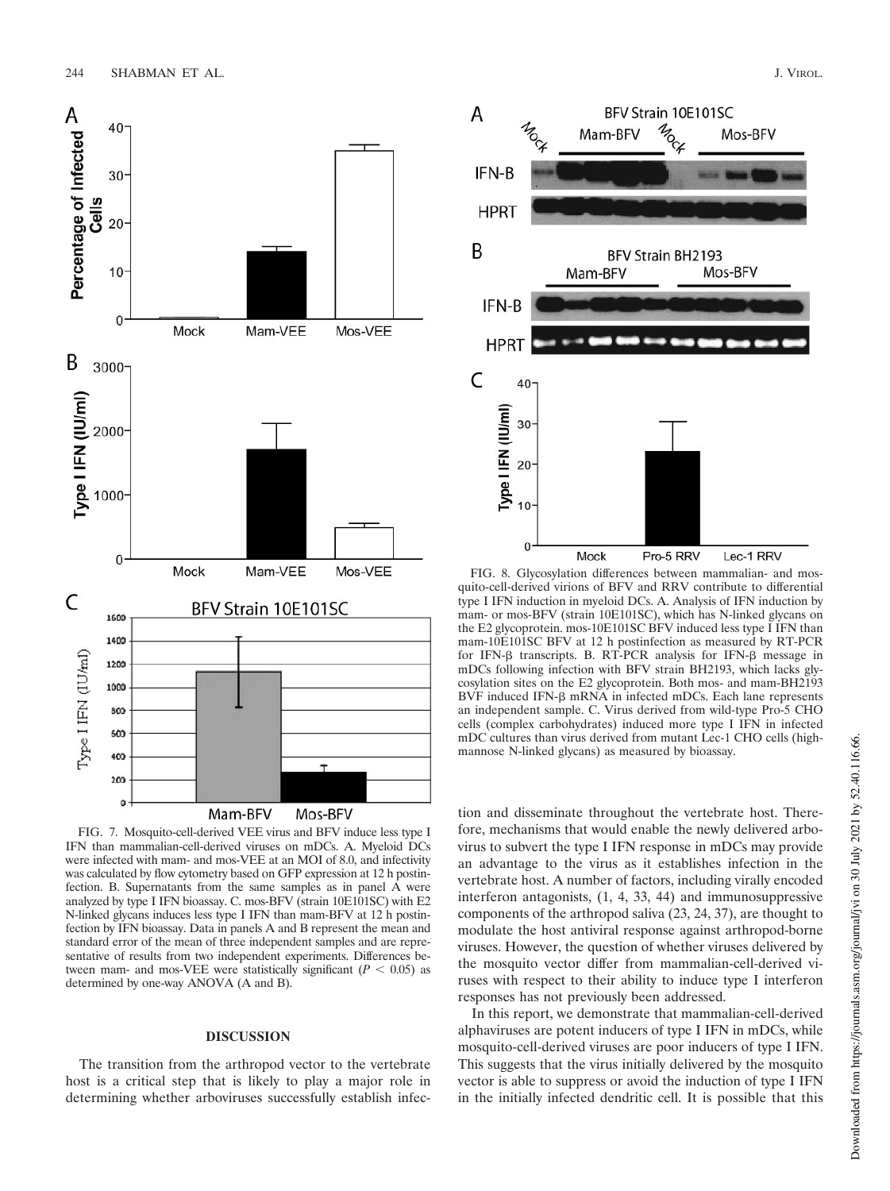A

Percentage of Infected Cells

40
30
20
10
0

Mock Mam-VEE Mos-VEE

B

Type I IFN (IU/ml)

3000
2000
1000
0

Mock Mam-VEE Mos-VEE

C

BFV Strain 10E101SC

Type I IFN (IU/ml)

1600
1400
1200
1000
800
600
400
200
0

Mam-BFV Mos-BFV

FIG. 7. Mosquito-cell-derived VEE virus and BFV induce less type I IFN than mammalian-cell-derived viruses on mDCs. A. Myeloid DCs were infected with mam- and mos-VEE at an MOI of 8.0, and infectivity was calculated by flow cytometry based on GFP expression at 12 h postinfection. B. Supernatants from the same samples as in panel A were analyzed by type I IFN bioassay. C. mos-BFV (strain 10E101SC) with E2 N-linked glycans induces less type I IFN than mam-BFV at 12 h postinfection by IFN bioassay. Data in panels A and B represent the mean and standard error of the mean of three independent samples and are representative of results from two independent experiments. Differences between mam- and mos-VEE were statistically significant ($P < 0.05$) as determined by one-way ANOVA (A and B).

A

BFV Strain 10E101SC

Mock Mam-BFV Mock Mos-BFV

IFN-B

HPRT

B

BFV Strain BH2193

Mam-BFV Mos-BFV

IFN-B

HPRT

C

Type I IFN (IU/ml)

40
30
20
10
0

Mock Pro-5 RRV Lec-1 RRV

FIG. 8. Glycosylation differences between mammalian- and mosquito-cell-derived virions of BFV and RRV contribute to differential type I IFN induction in myeloid DCs. A. Analysis of IFN induction by mam- or mos-BFV (strain 10E101SC), which has N-linked glycans on the E2 glycoprotein. mos-10E101SC BFV induced less type I IFN than mam-10E101SC BFV at 12 h postinfection as measured by RT-PCR for IFN-β transcripts. B. RT-PCR analysis for IFN-β message in mDCs following infection with BFV strain BH2193, which lacks glycosylation sites on the E2 glycoprotein. Both mos- and mam-BH2193 BVF induced IFN-β mRNA in infected mDCs. Each lane represents an independent sample. C. Virus derived from wild-type Pro-5 CHO cells (complex carbohydrates) induced more type I IFN in infected mDC cultures than virus derived from mutant Lec-1 CHO cells (high-mannose N-linked glycans) as measured by bioassay.

## DISCUSSION

The transition from the arthropod vector to the vertebrate host is a critical step that is likely to play a major role in determining whether arboviruses successfully establish infection and disseminate throughout the vertebrate host. Therefore, mechanisms that would enable the newly delivered arbovirus to subvert the type I IFN response in mDCs may provide an advantage to the virus as it establishes infection in the vertebrate host. A number of factors, including virally encoded interferon antagonists, (1, 4, 33, 44) and immunosuppressive components of the arthropod saliva (23, 24, 37), are thought to modulate the host antiviral response against arthropod-borne viruses. However, the question of whether viruses delivered by the mosquito vector differ from mammalian-cell-derived viruses with respect to their ability to induce type I interferon responses has not previously been addressed.

In this report, we demonstrate that mammalian-cell-derived alphaviruses are potent inducers of type I IFN in mDCs, while mosquito-cell-derived viruses are poor inducers of type I IFN. This suggests that the virus initially delivered by the mosquito vector is able to suppress or avoid the induction of type I IFN in the initially infected dendritic cell. It is possible that this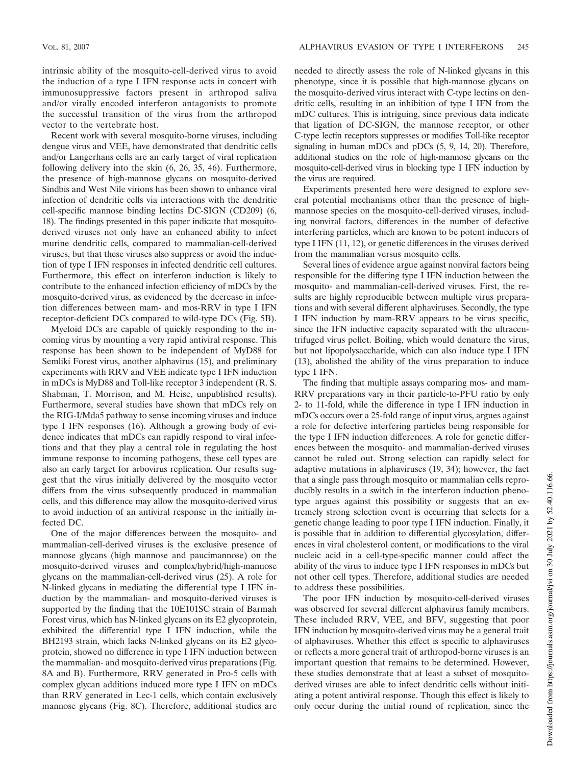intrinsic ability of the mosquito-cell-derived virus to avoid the induction of a type I IFN response acts in concert with immunosuppressive factors present in arthropod saliva and/or virally encoded interferon antagonists to promote the successful transition of the virus from the arthropod vector to the vertebrate host.

Recent work with several mosquito-borne viruses, including dengue virus and VEE, have demonstrated that dendritic cells and/or Langerhans cells are an early target of viral replication following delivery into the skin (6, 26, 35, 46). Furthermore, the presence of high-mannose glycans on mosquito-derived Sindbis and West Nile virions has been shown to enhance viral infection of dendritic cells via interactions with the dendritic cell-specific mannose binding lectins DC-SIGN (CD209) (6, 18). The findings presented in this paper indicate that mosquito-derived viruses not only have an enhanced ability to infect murine dendritic cells, compared to mammalian-cell-derived viruses, but that these viruses also suppress or avoid the induction of type I IFN responses in infected dendritic cell cultures. Furthermore, this effect on interferon induction is likely to contribute to the enhanced infection efficiency of mDCs by the mosquito-derived virus, as evidenced by the decrease in infection differences between mam- and mos-RRV in type I IFN receptor-deficient DCs compared to wild-type DCs (Fig. 5B).

Myeloid DCs are capable of quickly responding to the incoming virus by mounting a very rapid antiviral response. This response has been shown to be independent of MyD88 for Semliki Forest virus, another alphavirus (15), and preliminary experiments with RRV and VEE indicate type I IFN induction in mDCs is MyD88 and Toll-like receptor 3 independent (R. S. Shabman, T. Morrison, and M. Heise, unpublished results). Furthermore, several studies have shown that mDCs rely on the RIG-I/Mda5 pathway to sense incoming viruses and induce type I IFN responses (16). Although a growing body of evidence indicates that mDCs can rapidly respond to viral infections and that they play a central role in regulating the host immune response to incoming pathogens, these cell types are also an early target for arbovirus replication. Our results suggest that the virus initially delivered by the mosquito vector differs from the virus subsequently produced in mammalian cells, and this difference may allow the mosquito-derived virus to avoid induction of an antiviral response in the initially infected DC.

One of the major differences between the mosquito- and mammalian-cell-derived viruses is the exclusive presence of mannose glycans (high mannose and paucimannose) on the mosquito-derived viruses and complex/hybrid/high-mannose glycans on the mammalian-cell-derived virus (25). A role for N-linked glycans in mediating the differential type I IFN induction by the mammalian- and mosquito-derived viruses is supported by the finding that the 10E101SC strain of Barmah Forest virus, which has N-linked glycans on its E2 glycoprotein, exhibited the differential type I IFN induction, while the BH2193 strain, which lacks N-linked glycans on its E2 glycoprotein, showed no difference in type I IFN induction between the mammalian- and mosquito-derived virus preparations (Fig. 8A and B). Furthermore, RRV generated in Pro-5 cells with complex glycan additions induced more type I IFN on mDCs than RRV generated in Lec-1 cells, which contain exclusively mannose glycans (Fig. 8C). Therefore, additional studies are needed to directly assess the role of N-linked glycans in this phenotype, since it is possible that high-mannose glycans on the mosquito-derived virus interact with C-type lectins on dendritic cells, resulting in an inhibition of type I IFN from the mDC cultures. This is intriguing, since previous data indicate that ligation of DC-SIGN, the mannose receptor, or other C-type lectin receptors suppresses or modifies Toll-like receptor signaling in human mDCs and pDCs (5, 9, 14, 20). Therefore, additional studies on the role of high-mannose glycans on the mosquito-cell-derived virus in blocking type I IFN induction by the virus are required.

Experiments presented here were designed to explore several potential mechanisms other than the presence of high-mannose species on the mosquito-cell-derived viruses, including nonviral factors, differences in the number of defective interfering particles, which are known to be potent inducers of type I IFN (11, 12), or genetic differences in the viruses derived from the mammalian versus mosquito cells.

Several lines of evidence argue against nonviral factors being responsible for the differing type I IFN induction between the mosquito- and mammalian-cell-derived viruses. First, the results are highly reproducible between multiple virus preparations and with several different alphaviruses. Secondly, the type I IFN induction by mam-RRV appears to be virus specific, since the IFN inductive capacity separated with the ultracentrifuged virus pellet. Boiling, which would denature the virus, but not lipopolysaccharide, which can also induce type I IFN (13), abolished the ability of the virus preparation to induce type I IFN.

The finding that multiple assays comparing mos- and mam-RRV preparations vary in their particle-to-PFU ratio by only 2- to 11-fold, while the difference in type I IFN induction in mDCs occurs over a 25-fold range of input virus, argues against a role for defective interfering particles being responsible for the type I IFN induction differences. A role for genetic differences between the mosquito- and mammalian-derived viruses cannot be ruled out. Strong selection can rapidly select for adaptive mutations in alphaviruses (19, 34); however, the fact that a single pass through mosquito or mammalian cells reproducibly results in a switch in the interferon induction phenotype argues against this possibility or suggests that an extremely strong selection event is occurring that selects for a genetic change leading to poor type I IFN induction. Finally, it is possible that in addition to differential glycosylation, differences in viral cholesterol content, or modifications to the viral nucleic acid in a cell-type-specific manner could affect the ability of the virus to induce type I IFN responses in mDCs but not other cell types. Therefore, additional studies are needed to address these possibilities.

The poor IFN induction by mosquito-cell-derived viruses was observed for several different alphavirus family members. These included RRV, VEE, and BFV, suggesting that poor IFN induction by mosquito-derived virus may be a general trait of alphaviruses. Whether this effect is specific to alphaviruses or reflects a more general trait of arthropod-borne viruses is an important question that remains to be determined. However, these studies demonstrate that at least a subset of mosquito-derived viruses are able to infect dendritic cells without initiating a potent antiviral response. Though this effect is likely to only occur during the initial round of replication, since the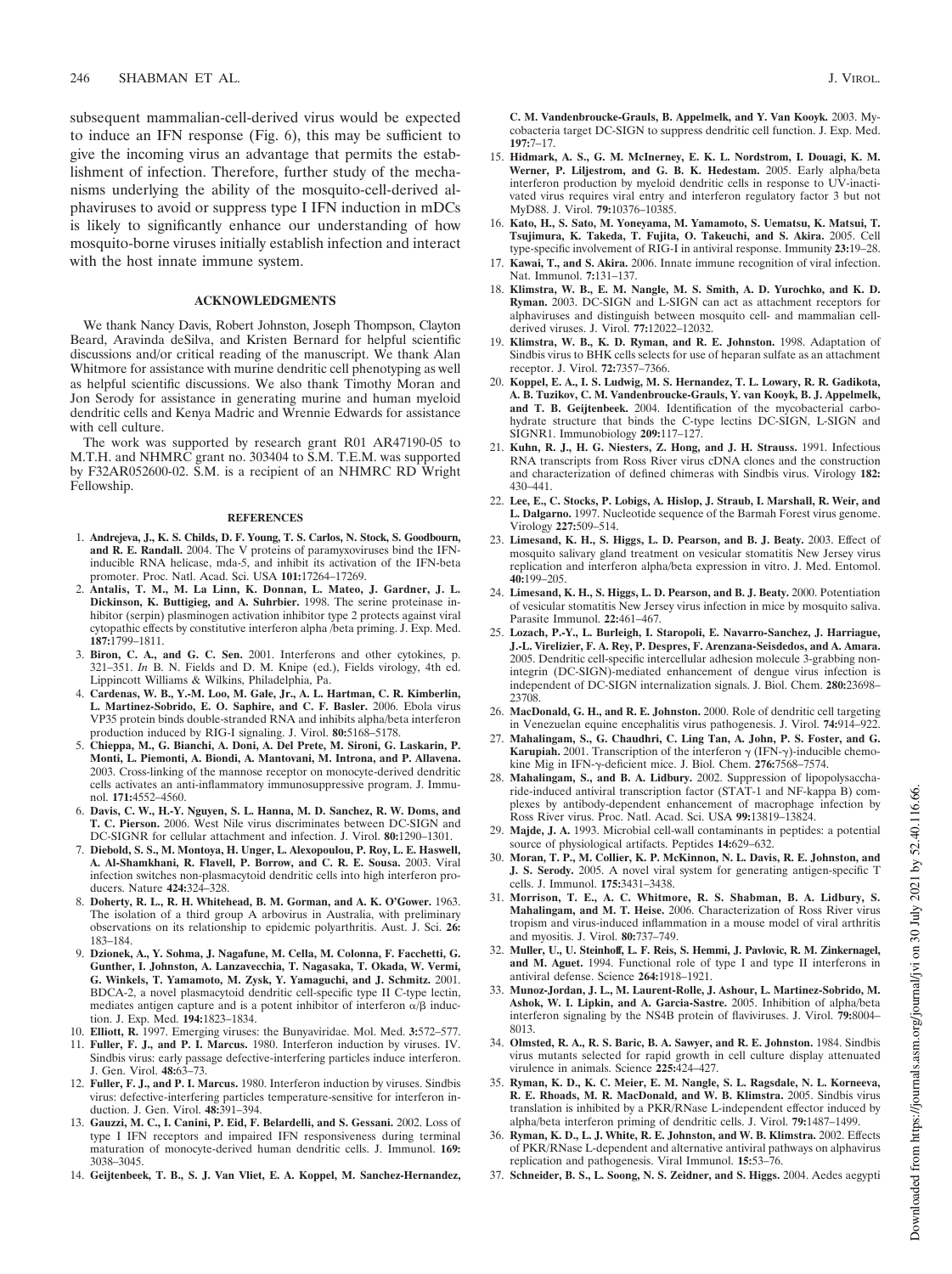subsequent mammalian-cell-derived virus would be expected to induce an IFN response (Fig. 6), this may be sufficient to give the incoming virus an advantage that permits the establishment of infection. Therefore, further study of the mechanisms underlying the ability of the mosquito-cell-derived alphaviruses to avoid or suppress type I IFN induction in mDCs is likely to significantly enhance our understanding of how mosquito-borne viruses initially establish infection and interact with the host innate immune system.

## ACKNOWLEDGMENTS

We thank Nancy Davis, Robert Johnston, Joseph Thompson, Clayton Beard, Aravinda deSilva, and Kristen Bernard for helpful scientific discussions and/or critical reading of the manuscript. We thank Alan Whitmore for assistance with murine dendritic cell phenotyping as well as helpful scientific discussions. We also thank Timothy Moran and Jon Serody for assistance in generating murine and human myeloid dendritic cells and Kenya Madric and Wrennie Edwards for assistance with cell culture.

The work was supported by research grant R01 AR47190-05 to M.T.H. and NHMRC grant no. 303404 to S.M. T.E.M. was supported by F32AR052600-02. S.M. is a recipient of an NHMRC RD Wright Fellowship.

## REFERENCES

1. **Andrejeva, J., K. S. Childs, D. F. Young, T. S. Carlos, N. Stock, S. Goodbourn, and R. E. Randall.** 2004. The V proteins of paramyxoviruses bind the IFN-inducible RNA helicase, mda-5, and inhibit its activation of the IFN-beta promoter. Proc. Natl. Acad. Sci. USA **101:**17264–17269.
2. **Antalis, T. M., M. La Linn, K. Donnan, L. Mateo, J. Gardner, J. L. Dickinson, K. Buttigieg, and A. Suhrbier.** 1998. The serine proteinase inhibitor (serpin) plasminogen activation inhibitor type 2 protects against viral cytopathic effects by constitutive interferon alpha/beta priming. J. Exp. Med. **187:**1799–1811.
3. **Biron, C. A., and G. C. Sen.** 2001. Interferons and other cytokines, p. 321–351. *In* B. N. Fields and D. M. Knipe (ed.), Fields virology, 4th ed. Lippincott Williams & Wilkins, Philadelphia, Pa.
4. **Cardenas, W. B., Y.-M. Loo, M. Gale, Jr., A. L. Hartman, C. R. Kimberlin, L. Martinez-Sobrido, E. O. Saphire, and C. F. Basler.** 2006. Ebola virus VP35 protein binds double-stranded RNA and inhibits alpha/beta interferon production induced by RIG-I signaling. J. Virol. **80:**5168–5178.
5. **Chieppa, M., G. Bianchi, A. Doni, A. Del Prete, M. Sironi, G. Laskarin, P. Monti, L. Piemonti, A. Biondi, A. Mantovani, M. Introna, and P. Allavena.** 2003. Cross-linking of the mannose receptor on monocyte-derived dendritic cells activates an anti-inflammatory immunosuppressive program. J. Immunol. **171:**4552–4560.
6. **Davis, C. W., H.-Y. Nguyen, S. L. Hanna, M. D. Sanchez, R. W. Doms, and T. C. Pierson.** 2006. West Nile virus discriminates between DC-SIGN and DC-SIGNR for cellular attachment and infection. J. Virol. **80:**1290–1301.
7. **Diebold, S. S., M. Montoya, H. Unger, L. Alexopoulou, P. Roy, L. E. Haswell, A. Al-Shamkhani, R. Flavell, P. Borrow, and C. R. E. Sousa.** 2003. Viral infection switches non-plasmacytoid dendritic cells into high interferon producers. Nature **424:**324–328.
8. **Doherty, R. L., R. H. Whitehead, B. M. Gorman, and A. K. O'Gower.** 1963. The isolation of a third group A arbovirus in Australia, with preliminary observations on its relationship to epidemic polyarthritis. Aust. J. Sci. **26:** 183–184.
9. **Dzionek, A., Y. Sohma, J. Nagafune, M. Cella, M. Colonna, F. Facchetti, G. Gunther, I. Johnston, A. Lanzavecchia, T. Nagasaka, T. Okada, W. Vermi, G. Winkels, T. Yamamoto, M. Zysk, Y. Yamaguchi, and J. Schmitz.** 2001. BDCA-2, a novel plasmacytoid dendritic cell-specific type II C-type lectin, mediates antigen capture and is a potent inhibitor of interferon $\alpha/\beta$ induction. J. Exp. Med. **194:**1823–1834.
10. **Elliott, R.** 1997. Emerging viruses: the Bunyaviridae. Mol. Med. **3:**572–577.
11. **Fuller, F. J., and P. I. Marcus.** 1980. Interferon induction by viruses. IV. Sindbis virus: early passage defective-interfering particles induce interferon. J. Gen. Virol. **48:**63–73.
12. **Fuller, F. J., and P. I. Marcus.** 1980. Interferon induction by viruses. Sindbis virus: defective-interfering particles temperature-sensitive for interferon induction. J. Gen. Virol. **48:**391–394.
13. **Gauzzi, M. C., I. Canini, P. Eid, F. Belardelli, and S. Gessani.** 2002. Loss of type I IFN receptors and impaired IFN responsiveness during terminal maturation of monocyte-derived human dendritic cells. J. Immunol. **169:** 3038–3045.
14. **Geijtenbeek, T. B., S. J. Van Vliet, E. A. Koppel, M. Sanchez-Hernandez, C. M. Vandenbroucke-Grauls, B. Appelmelk, and Y. Van Kooyk.** 2003. Mycobacteria target DC-SIGN to suppress dendritic cell function. J. Exp. Med. **197:**7–17.
15. **Hidmark, A. S., G. M. McInerney, E. K. L. Nordstrom, I. Douagi, K. M. Werner, P. Liljestrom, and G. B. K. Hedestam.** 2005. Early alpha/beta interferon production by myeloid dendritic cells in response to UV-inactivated virus requires viral entry and interferon regulatory factor 3 but not MyD88. J. Virol. **79:**10376–10385.
16. **Kato, H., S. Sato, M. Yoneyama, M. Yamamoto, S. Uematsu, K. Matsui, T. Tsujimura, K. Takeda, T. Fujita, O. Takeuchi, and S. Akira.** 2005. Cell type-specific involvement of RIG-I in antiviral response. Immunity **23:**19–28.
17. **Kawai, T., and S. Akira.** 2006. Innate immune recognition of viral infection. Nat. Immunol. **7:**131–137.
18. **Klimstra, W. B., E. M. Nangle, M. S. Smith, A. D. Yurochko, and K. D. Ryman.** 2003. DC-SIGN and L-SIGN can act as attachment receptors for alphaviruses and distinguish between mosquito cell- and mammalian cell-derived viruses. J. Virol. **77:**12022–12032.
19. **Klimstra, W. B., K. D. Ryman, and R. E. Johnston.** 1998. Adaptation of Sindbis virus to BHK cells selects for use of heparan sulfate as an attachment receptor. J. Virol. **72:**7357–7366.
20. **Koppel, E. A., I. S. Ludwig, M. S. Hernandez, T. L. Lowary, R. R. Gadikota, A. B. Tuzikov, C. M. Vandenbroucke-Grauls, Y. van Kooyk, B. J. Appelmelk, and T. B. Geijtenbeek.** 2004. Identification of the mycobacterial carbohydrate structure that binds the C-type lectins DC-SIGN, L-SIGN and SIGNR1. Immunobiology **209:**117–127.
21. **Kuhn, R. J., H. G. Niesters, Z. Hong, and J. H. Strauss.** 1991. Infectious RNA transcripts from Ross River virus cDNA clones and the construction and characterization of defined chimeras with Sindbis virus. Virology **182:** 430–441.
22. **Lee, E., C. Stocks, P. Lobigs, A. Hislop, J. Straub, I. Marshall, R. Weir, and L. Dalgarno.** 1997. Nucleotide sequence of the Barmah Forest virus genome. Virology **227:**509–514.
23. **Limesand, K. H., S. Higgs, L. D. Pearson, and B. J. Beaty.** 2003. Effect of mosquito salivary gland treatment on vesicular stomatitis New Jersey virus replication and interferon alpha/beta expression in vitro. J. Med. Entomol. **40:**199–205.
24. **Limesand, K. H., S. Higgs, L. D. Pearson, and B. J. Beaty.** 2000. Potentiation of vesicular stomatitis New Jersey virus infection in mice by mosquito saliva. Parasite Immunol. **22:**461–467.
25. **Lozach, P.-Y., L. Burleigh, I. Staropoli, E. Navarro-Sanchez, J. Harriague, J.-L. Virelizier, F. A. Rey, P. Despres, F. Arenzana-Seisdedos, and A. Amara.** 2005. Dendritic cell-specific intercellular adhesion molecule 3-grabbing nonintegrin (DC-SIGN)-mediated enhancement of dengue virus infection is independent of DC-SIGN internalization signals. J. Biol. Chem. **280:**23698–23708.
26. **MacDonald, G. H., and R. E. Johnston.** 2000. Role of dendritic cell targeting in Venezuelan equine encephalitis virus pathogenesis. J. Virol. **74:**914–922.
27. **Mahalingam, S., G. Chaudhri, C. Ling Tan, A. John, P. S. Foster, and G. Karupiah.** 2001. Transcription of the interferon $\gamma$ (IFN-$\gamma$)-inducible chemokine Mig in IFN-$\gamma$-deficient mice. J. Biol. Chem. **276:**7568–7574.
28. **Mahalingam, S., and B. A. Lidbury.** 2002. Suppression of lipopolysaccharide-induced antiviral transcription factor (STAT-1 and NF-kappa B) complexes by antibody-dependent enhancement of macrophage infection by Ross River virus. Proc. Natl. Acad. Sci. USA **99:**13819–13824.
29. **Majde, J. A.** 1993. Microbial cell-wall contaminants in peptides: a potential source of physiological artifacts. Peptides **14:**629–632.
30. **Moran, T. P., M. Collier, K. P. McKinnon, N. L. Davis, R. E. Johnston, and J. S. Serody.** 2005. A novel viral system for generating antigen-specific T cells. J. Immunol. **175:**3431–3438.
31. **Morrison, T. E., A. C. Whitmore, R. S. Shabman, B. A. Lidbury, S. Mahalingam, and M. T. Heise.** 2006. Characterization of Ross River virus tropism and virus-induced inflammation in a mouse model of viral arthritis and myositis. J. Virol. **80:**737–749.
32. **Muller, U., U. Steinhoff, L. F. Reis, S. Hemmi, J. Pavlovic, R. M. Zinkernagel, and M. Aguet.** 1994. Functional role of type I and type II interferons in antiviral defense. Science **264:**1918–1921.
33. **Munoz-Jordan, J. L., M. Laurent-Rolle, J. Ashour, L. Martinez-Sobrido, M. Ashok, W. I. Lipkin, and A. Garcia-Sastre.** 2005. Inhibition of alpha/beta interferon signaling by the NS4B protein of flaviviruses. J. Virol. **79:**8004–8013.
34. **Olmsted, R. A., R. S. Baric, B. A. Sawyer, and R. E. Johnston.** 1984. Sindbis virus mutants selected for rapid growth in cell culture display attenuated virulence in animals. Science **225:**424–427.
35. **Ryman, K. D., K. C. Meier, E. M. Nangle, S. L. Ragsdale, N. L. Korneeva, R. E. Rhoads, M. R. MacDonald, and W. B. Klimstra.** 2005. Sindbis virus translation is inhibited by a PKR/RNase L-independent effector induced by alpha/beta interferon priming of dendritic cells. J. Virol. **79:**1487–1499.
36. **Ryman, K. D., L. J. White, R. E. Johnston, and W. B. Klimstra.** 2002. Effects of PKR/RNase L-dependent and alternative antiviral pathways on alphavirus replication and pathogenesis. Viral Immunol. **15:**53–76.
37. **Schneider, B. S., L. Soong, N. S. Zeidner, and S. Higgs.** 2004. Aedes aegypti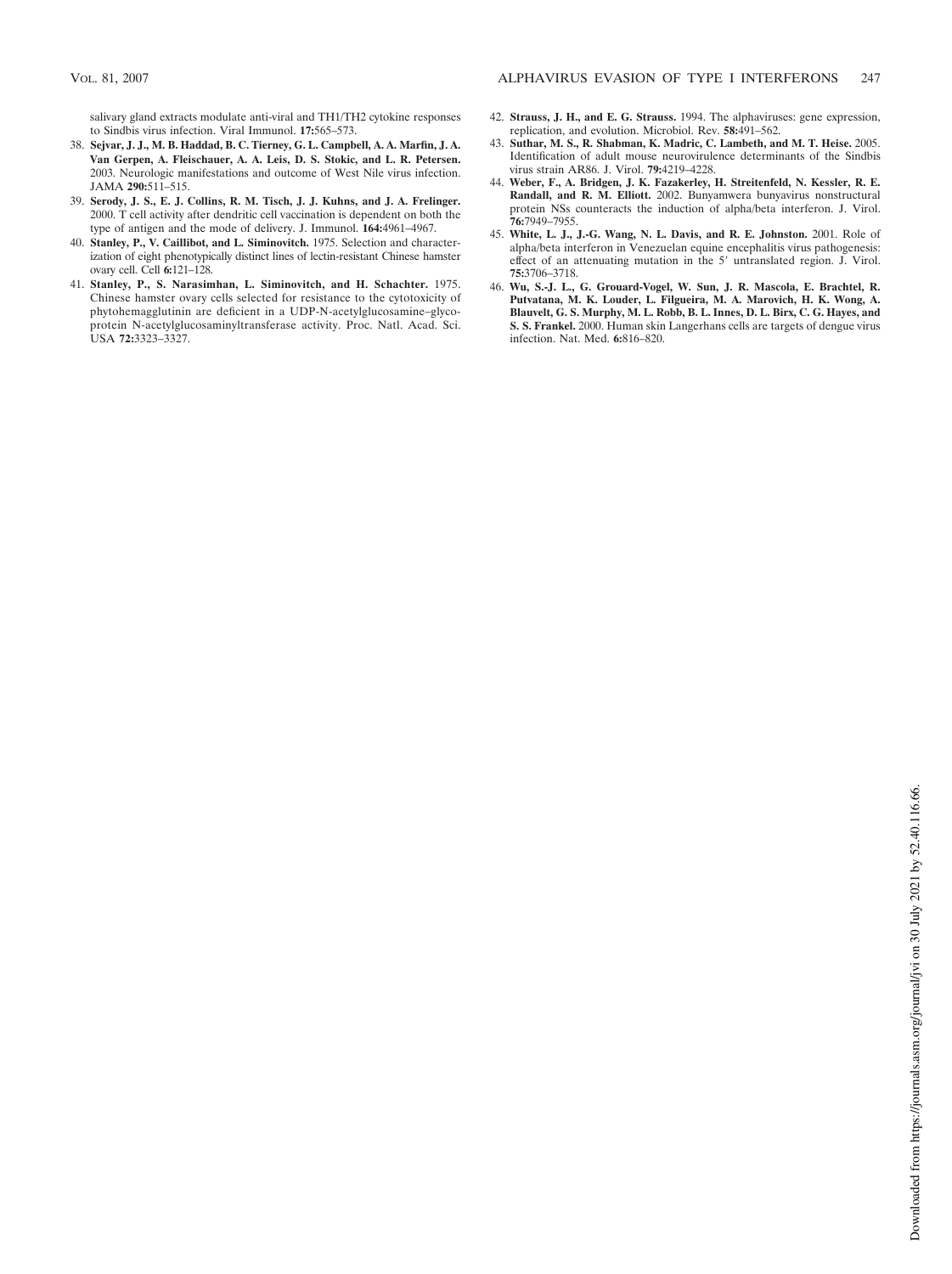salivary gland extracts modulate anti-viral and TH1/TH2 cytokine responses to Sindbis virus infection. Viral Immunol. 17:565–573.

38. **Sejvar, J. J., M. B. Haddad, B. C. Tierney, G. L. Campbell, A. A. Marfin, J. A. Van Gerpen, A. Fleischauer, A. A. Leis, D. S. Stokic, and L. R. Petersen.** 2003. Neurologic manifestations and outcome of West Nile virus infection. JAMA **290:**511–515.
39. **Serody, J. S., E. J. Collins, R. M. Tisch, J. J. Kuhns, and J. A. Frelinger.** 2000. T cell activity after dendritic cell vaccination is dependent on both the type of antigen and the mode of delivery. J. Immunol. **164:**4961–4967.
40. **Stanley, P., V. Caillibot, and L. Siminovitch.** 1975. Selection and characterization of eight phenotypically distinct lines of lectin-resistant Chinese hamster ovary cell. Cell **6:**121–128.
41. **Stanley, P., S. Narasimhan, L. Siminovitch, and H. Schachter.** 1975. Chinese hamster ovary cells selected for resistance to the cytotoxicity of phytohemagglutinin are deficient in a UDP-N-acetylglucosamine–glycoprotein N-acetylglucosaminyltransferase activity. Proc. Natl. Acad. Sci. USA **72:**3323–3327.
42. **Strauss, J. H., and E. G. Strauss.** 1994. The alphaviruses: gene expression, replication, and evolution. Microbiol. Rev. **58:**491–562.
43. **Suthar, M. S., R. Shabman, K. Madric, C. Lambeth, and M. T. Heise.** 2005. Identification of adult mouse neurovirulence determinants of the Sindbis virus strain AR86. J. Virol. **79:**4219–4228.
44. **Weber, F., A. Bridgen, J. K. Fazakerley, H. Streitenfeld, N. Kessler, R. E. Randall, and R. M. Elliott.** 2002. Bunyamwera bunyavirus nonstructural protein NSs counteracts the induction of alpha/beta interferon. J. Virol. **76:**7949–7955.
45. **White, L. J., J.-G. Wang, N. L. Davis, and R. E. Johnston.** 2001. Role of alpha/beta interferon in Venezuelan equine encephalitis virus pathogenesis: effect of an attenuating mutation in the 5′ untranslated region. J. Virol. **75:**3706–3718.
46. **Wu, S.-J. L., G. Grouard-Vogel, W. Sun, J. R. Mascola, E. Brachtel, R. Putvatana, M. K. Louder, L. Filgueira, M. A. Marovich, H. K. Wong, A. Blauvelt, G. S. Murphy, M. L. Robb, B. L. Innes, D. L. Birx, C. G. Hayes, and S. S. Frankel.** 2000. Human skin Langerhans cells are targets of dengue virus infection. Nat. Med. **6:**816–820.